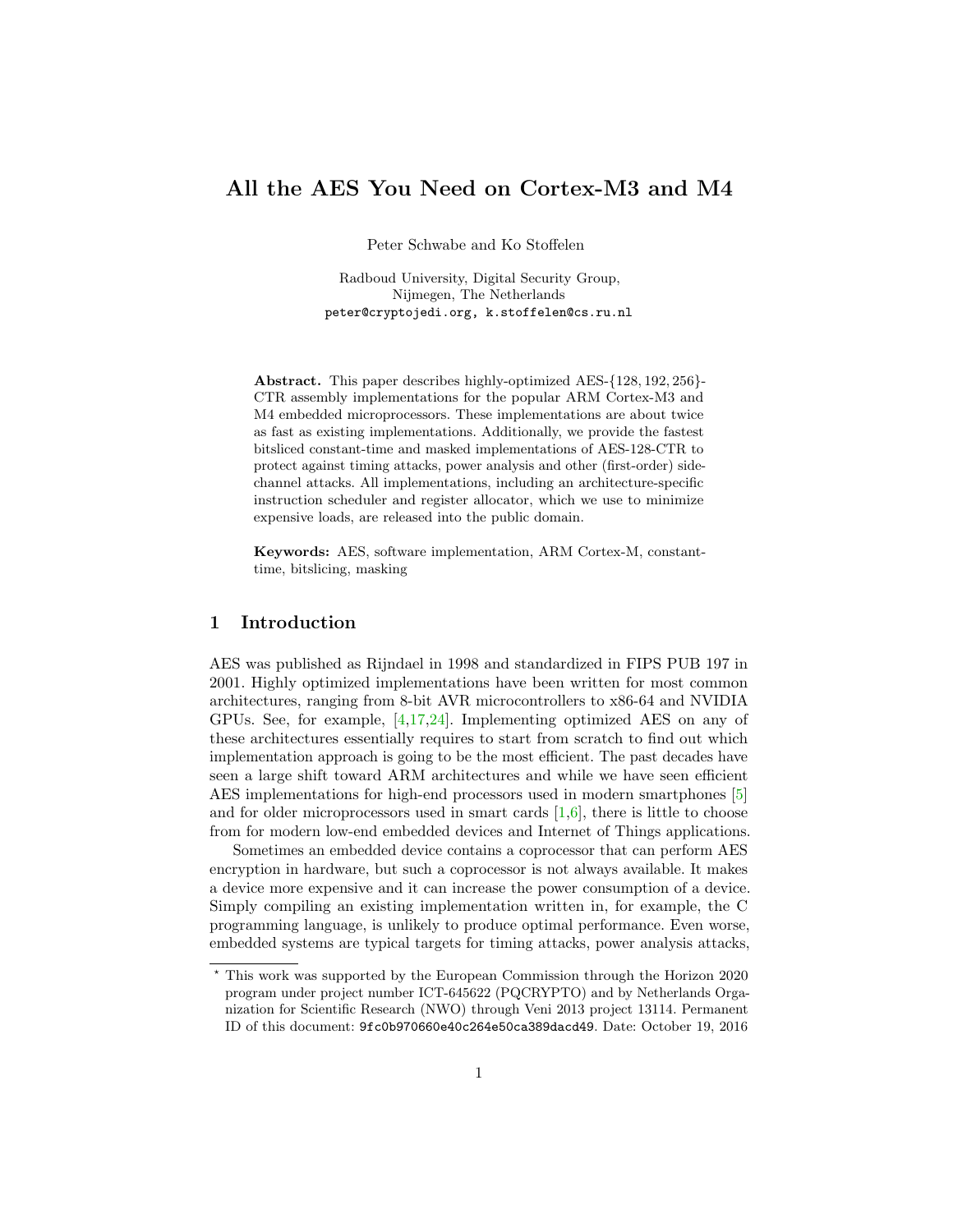# All the AES You Need on Cortex-M3 and M4

Peter Schwabe and Ko Stoffelen

Radboud University, Digital Security Group,
Nijmegen, The Netherlands
peter@cryptojedi.org, k.stoffelen@cs.ru.nl

**Abstract.** This paper describes highly-optimized AES-$\{128, 192, 256\}$-CTR assembly implementations for the popular ARM Cortex-M3 and M4 embedded microprocessors. These implementations are about twice as fast as existing implementations. Additionally, we provide the fastest bitsliced constant-time and masked implementations of AES-128-CTR to protect against timing attacks, power analysis and other (first-order) side-channel attacks. All implementations, including an architecture-specific instruction scheduler and register allocator, which we use to minimize expensive loads, are released into the public domain.

**Keywords:** AES, software implementation, ARM Cortex-M, constant-time, bitslicing, masking

## 1 Introduction

AES was published as Rijndael in 1998 and standardized in FIPS PUB 197 in 2001. Highly optimized implementations have been written for most common architectures, ranging from 8-bit AVR microcontrollers to x86-64 and NVIDIA GPUs. See, for example, [4,17,24]. Implementing optimized AES on any of these architectures essentially requires to start from scratch to find out which implementation approach is going to be the most efficient. The past decades have seen a large shift toward ARM architectures and while we have seen efficient AES implementations for high-end processors used in modern smartphones [5] and for older microprocessors used in smart cards [1,6], there is little to choose from for modern low-end embedded devices and Internet of Things applications.

Sometimes an embedded device contains a coprocessor that can perform AES encryption in hardware, but such a coprocessor is not always available. It makes a device more expensive and it can increase the power consumption of a device. Simply compiling an existing implementation written in, for example, the C programming language, is unlikely to produce optimal performance. Even worse, embedded systems are typical targets for timing attacks, power analysis attacks,

* This work was supported by the European Commission through the Horizon 2020 program under project number ICT-645622 (PQCRYPTO) and by Netherlands Organization for Scientific Research (NWO) through Veni 2013 project 13114. Permanent ID of this document: 9fc0b970660e40c264e50ca389dacd49. Date: October 19, 2016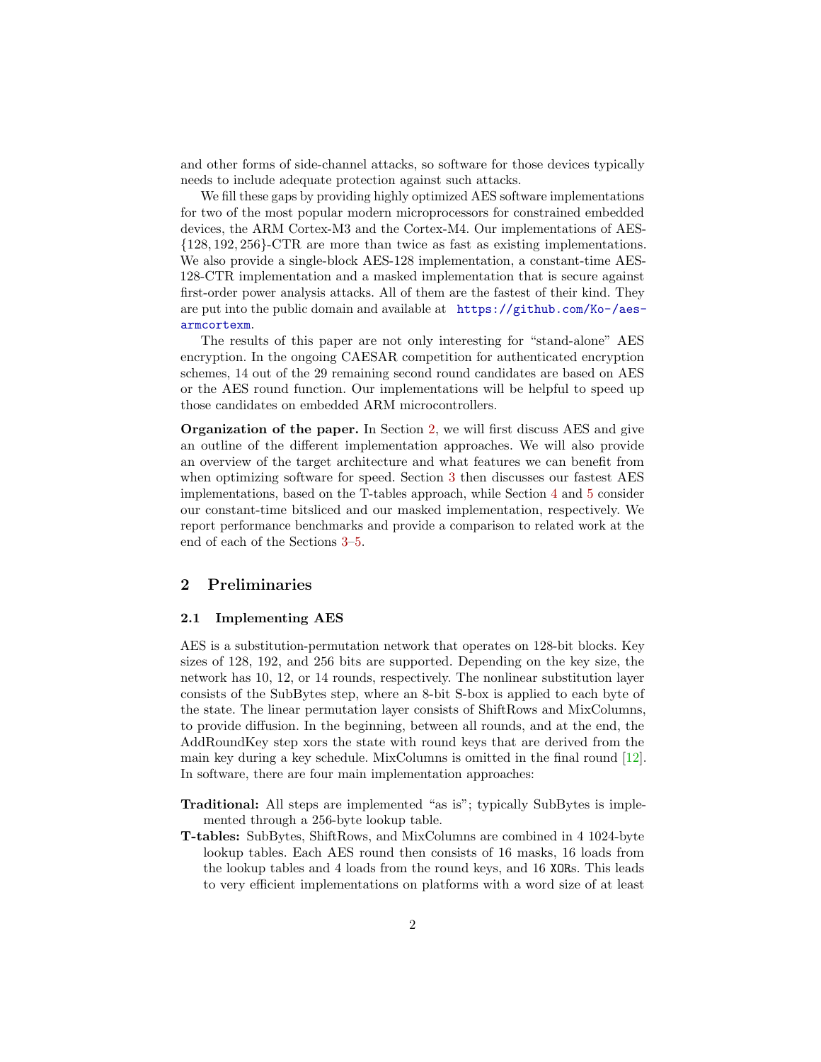and other forms of side-channel attacks, so software for those devices typically needs to include adequate protection against such attacks.

We fill these gaps by providing highly optimized AES software implementations for two of the most popular modern microprocessors for constrained embedded devices, the ARM Cortex-M3 and the Cortex-M4. Our implementations of AES-$\{128, 192, 256\}$-CTR are more than twice as fast as existing implementations. We also provide a single-block AES-128 implementation, a constant-time AES-128-CTR implementation and a masked implementation that is secure against first-order power analysis attacks. All of them are the fastest of their kind. They are put into the public domain and available at https://github.com/Ko-/aes-armcortexm.

The results of this paper are not only interesting for "stand-alone" AES encryption. In the ongoing CAESAR competition for authenticated encryption schemes, 14 out of the 29 remaining second round candidates are based on AES or the AES round function. Our implementations will be helpful to speed up those candidates on embedded ARM microcontrollers.

**Organization of the paper.** In Section 2, we will first discuss AES and give an outline of the different implementation approaches. We will also provide an overview of the target architecture and what features we can benefit from when optimizing software for speed. Section 3 then discusses our fastest AES implementations, based on the T-tables approach, while Section 4 and 5 consider our constant-time bitsliced and our masked implementation, respectively. We report performance benchmarks and provide a comparison to related work at the end of each of the Sections 3–5.

## 2 Preliminaries

### 2.1 Implementing AES

AES is a substitution-permutation network that operates on 128-bit blocks. Key sizes of 128, 192, and 256 bits are supported. Depending on the key size, the network has 10, 12, or 14 rounds, respectively. The nonlinear substitution layer consists of the SubBytes step, where an 8-bit S-box is applied to each byte of the state. The linear permutation layer consists of ShiftRows and MixColumns, to provide diffusion. In the beginning, between all rounds, and at the end, the AddRoundKey step xors the state with round keys that are derived from the main key during a key schedule. MixColumns is omitted in the final round [12]. In software, there are four main implementation approaches:

**Traditional:** All steps are implemented "as is"; typically SubBytes is implemented through a 256-byte lookup table.

**T-tables:** SubBytes, ShiftRows, and MixColumns are combined in 4 1024-byte lookup tables. Each AES round then consists of 16 masks, 16 loads from the lookup tables and 4 loads from the round keys, and 16 `XOR`s. This leads to very efficient implementations on platforms with a word size of at least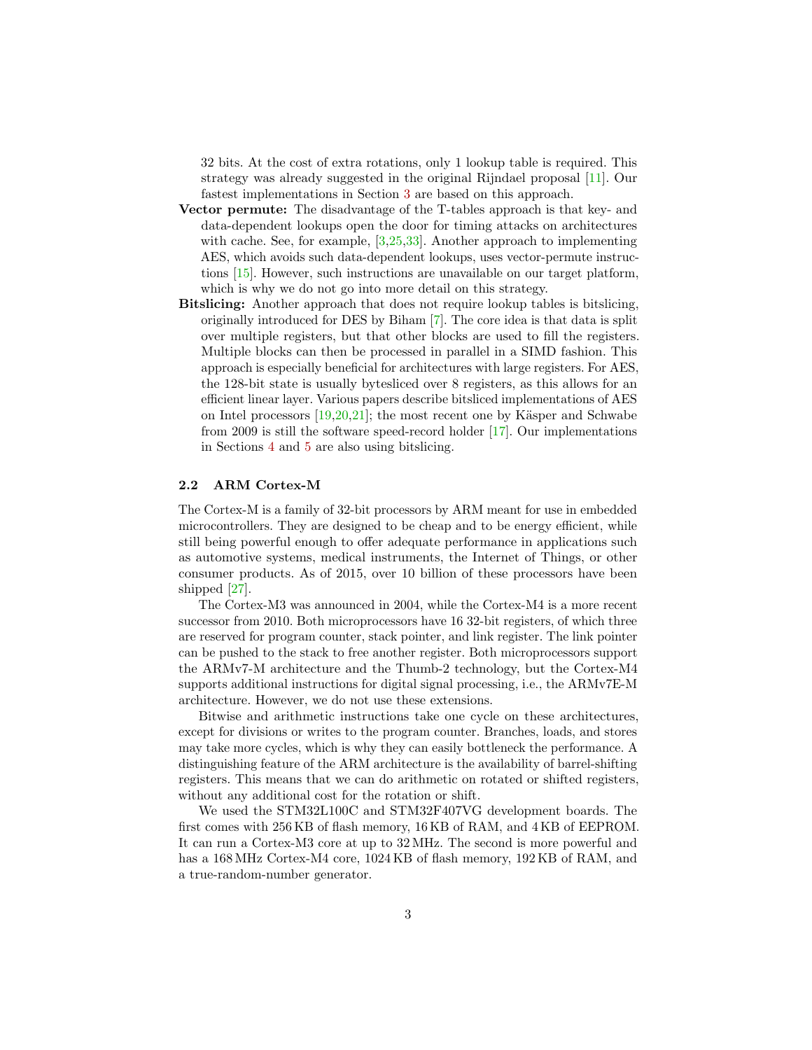32 bits. At the cost of extra rotations, only 1 lookup table is required. This strategy was already suggested in the original Rijndael proposal [11]. Our fastest implementations in Section 3 are based on this approach.

**Vector permute:** The disadvantage of the T-tables approach is that key- and data-dependent lookups open the door for timing attacks on architectures with cache. See, for example, [3,25,33]. Another approach to implementing AES, which avoids such data-dependent lookups, uses vector-permute instructions [15]. However, such instructions are unavailable on our target platform, which is why we do not go into more detail on this strategy.

**Bitslicing:** Another approach that does not require lookup tables is bitslicing, originally introduced for DES by Biham [7]. The core idea is that data is split over multiple registers, but that other blocks are used to fill the registers. Multiple blocks can then be processed in parallel in a SIMD fashion. This approach is especially beneficial for architectures with large registers. For AES, the 128-bit state is usually bytesliced over 8 registers, as this allows for an efficient linear layer. Various papers describe bitsliced implementations of AES on Intel processors [19,20,21]; the most recent one by Käsper and Schwabe from 2009 is still the software speed-record holder [17]. Our implementations in Sections 4 and 5 are also using bitslicing.

### 2.2 ARM Cortex-M

The Cortex-M is a family of 32-bit processors by ARM meant for use in embedded microcontrollers. They are designed to be cheap and to be energy efficient, while still being powerful enough to offer adequate performance in applications such as automotive systems, medical instruments, the Internet of Things, or other consumer products. As of 2015, over 10 billion of these processors have been shipped [27].

The Cortex-M3 was announced in 2004, while the Cortex-M4 is a more recent successor from 2010. Both microprocessors have 16 32-bit registers, of which three are reserved for program counter, stack pointer, and link register. The link pointer can be pushed to the stack to free another register. Both microprocessors support the ARMv7-M architecture and the Thumb-2 technology, but the Cortex-M4 supports additional instructions for digital signal processing, i.e., the ARMv7E-M architecture. However, we do not use these extensions.

Bitwise and arithmetic instructions take one cycle on these architectures, except for divisions or writes to the program counter. Branches, loads, and stores may take more cycles, which is why they can easily bottleneck the performance. A distinguishing feature of the ARM architecture is the availability of barrel-shifting registers. This means that we can do arithmetic on rotated or shifted registers, without any additional cost for the rotation or shift.

We used the STM32L100C and STM32F407VG development boards. The first comes with 256 KB of flash memory, 16 KB of RAM, and 4 KB of EEPROM. It can run a Cortex-M3 core at up to 32 MHz. The second is more powerful and has a 168 MHz Cortex-M4 core, 1024 KB of flash memory, 192 KB of RAM, and a true-random-number generator.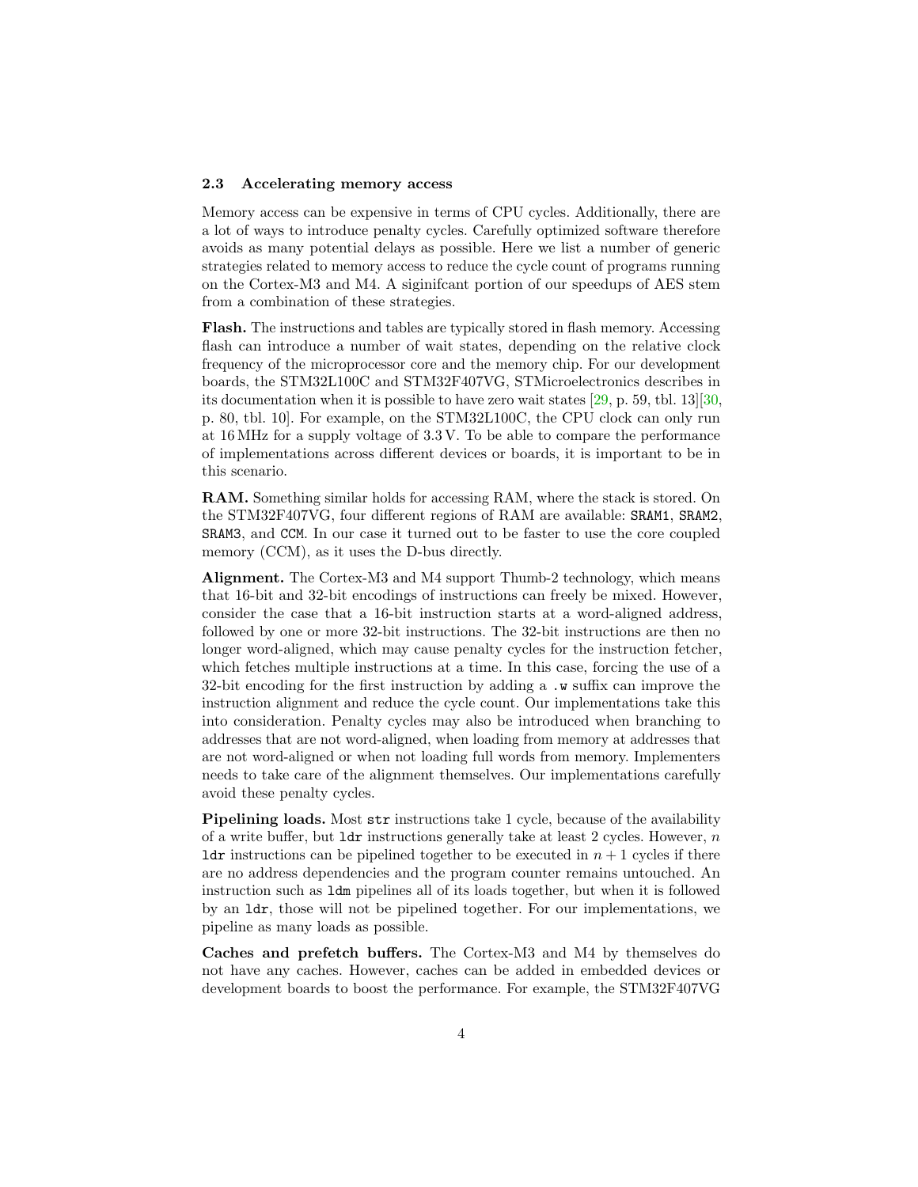### 2.3 Accelerating memory access

Memory access can be expensive in terms of CPU cycles. Additionally, there are a lot of ways to introduce penalty cycles. Carefully optimized software therefore avoids as many potential delays as possible. Here we list a number of generic strategies related to memory access to reduce the cycle count of programs running on the Cortex-M3 and M4. A siginifcant portion of our speedups of AES stem from a combination of these strategies.

**Flash.** The instructions and tables are typically stored in flash memory. Accessing flash can introduce a number of wait states, depending on the relative clock frequency of the microprocessor core and the memory chip. For our development boards, the STM32L100C and STM32F407VG, STMicroelectronics describes in its documentation when it is possible to have zero wait states [29, p. 59, tbl. 13][30, p. 80, tbl. 10]. For example, on the STM32L100C, the CPU clock can only run at 16 MHz for a supply voltage of 3.3 V. To be able to compare the performance of implementations across different devices or boards, it is important to be in this scenario.

**RAM.** Something similar holds for accessing RAM, where the stack is stored. On the STM32F407VG, four different regions of RAM are available: `SRAM1`, `SRAM2`, `SRAM3`, and `CCM`. In our case it turned out to be faster to use the core coupled memory (CCM), as it uses the D-bus directly.

**Alignment.** The Cortex-M3 and M4 support Thumb-2 technology, which means that 16-bit and 32-bit encodings of instructions can freely be mixed. However, consider the case that a 16-bit instruction starts at a word-aligned address, followed by one or more 32-bit instructions. The 32-bit instructions are then no longer word-aligned, which may cause penalty cycles for the instruction fetcher, which fetches multiple instructions at a time. In this case, forcing the use of a 32-bit encoding for the first instruction by adding a `.w` suffix can improve the instruction alignment and reduce the cycle count. Our implementations take this into consideration. Penalty cycles may also be introduced when branching to addresses that are not word-aligned, when loading from memory at addresses that are not word-aligned or when not loading full words from memory. Implementers needs to take care of the alignment themselves. Our implementations carefully avoid these penalty cycles.

**Pipelining loads.** Most `str` instructions take 1 cycle, because of the availability of a write buffer, but `ldr` instructions generally take at least 2 cycles. However, $n$ `ldr` instructions can be pipelined together to be executed in $n + 1$ cycles if there are no address dependencies and the program counter remains untouched. An instruction such as `ldm` pipelines all of its loads together, but when it is followed by an `ldr`, those will not be pipelined together. For our implementations, we pipeline as many loads as possible.

**Caches and prefetch buffers.** The Cortex-M3 and M4 by themselves do not have any caches. However, caches can be added in embedded devices or development boards to boost the performance. For example, the STM32F407VG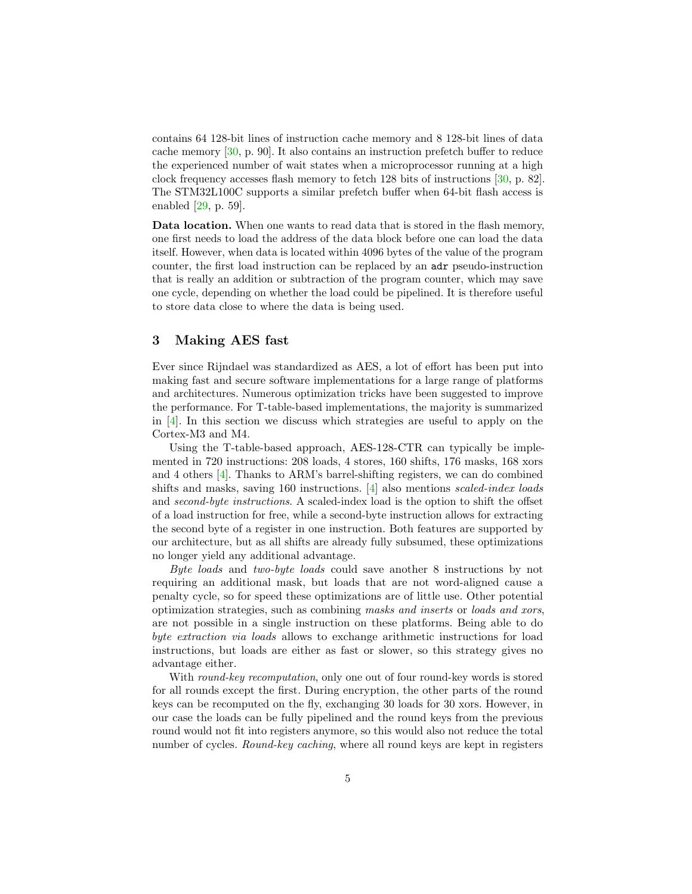contains 64 128-bit lines of instruction cache memory and 8 128-bit lines of data cache memory [30, p. 90]. It also contains an instruction prefetch buffer to reduce the experienced number of wait states when a microprocessor running at a high clock frequency accesses flash memory to fetch 128 bits of instructions [30, p. 82]. The STM32L100C supports a similar prefetch buffer when 64-bit flash access is enabled [29, p. 59].

**Data location.** When one wants to read data that is stored in the flash memory, one first needs to load the address of the data block before one can load the data itself. However, when data is located within 4096 bytes of the value of the program counter, the first load instruction can be replaced by an `adr` pseudo-instruction that is really an addition or subtraction of the program counter, which may save one cycle, depending on whether the load could be pipelined. It is therefore useful to store data close to where the data is being used.

## 3 Making AES fast

Ever since Rijndael was standardized as AES, a lot of effort has been put into making fast and secure software implementations for a large range of platforms and architectures. Numerous optimization tricks have been suggested to improve the performance. For T-table-based implementations, the majority is summarized in [4]. In this section we discuss which strategies are useful to apply on the Cortex-M3 and M4.

Using the T-table-based approach, AES-128-CTR can typically be implemented in 720 instructions: 208 loads, 4 stores, 160 shifts, 176 masks, 168 xors and 4 others [4]. Thanks to ARM's barrel-shifting registers, we can do combined shifts and masks, saving 160 instructions. [4] also mentions *scaled-index loads* and *second-byte instructions*. A scaled-index load is the option to shift the offset of a load instruction for free, while a second-byte instruction allows for extracting the second byte of a register in one instruction. Both features are supported by our architecture, but as all shifts are already fully subsumed, these optimizations no longer yield any additional advantage.

*Byte loads* and *two-byte loads* could save another 8 instructions by not requiring an additional mask, but loads that are not word-aligned cause a penalty cycle, so for speed these optimizations are of little use. Other potential optimization strategies, such as combining *masks and inserts* or *loads and xors*, are not possible in a single instruction on these platforms. Being able to do *byte extraction via loads* allows to exchange arithmetic instructions for load instructions, but loads are either as fast or slower, so this strategy gives no advantage either.

With *round-key recomputation*, only one out of four round-key words is stored for all rounds except the first. During encryption, the other parts of the round keys can be recomputed on the fly, exchanging 30 loads for 30 xors. However, in our case the loads can be fully pipelined and the round keys from the previous round would not fit into registers anymore, so this would also not reduce the total number of cycles. *Round-key caching*, where all round keys are kept in registers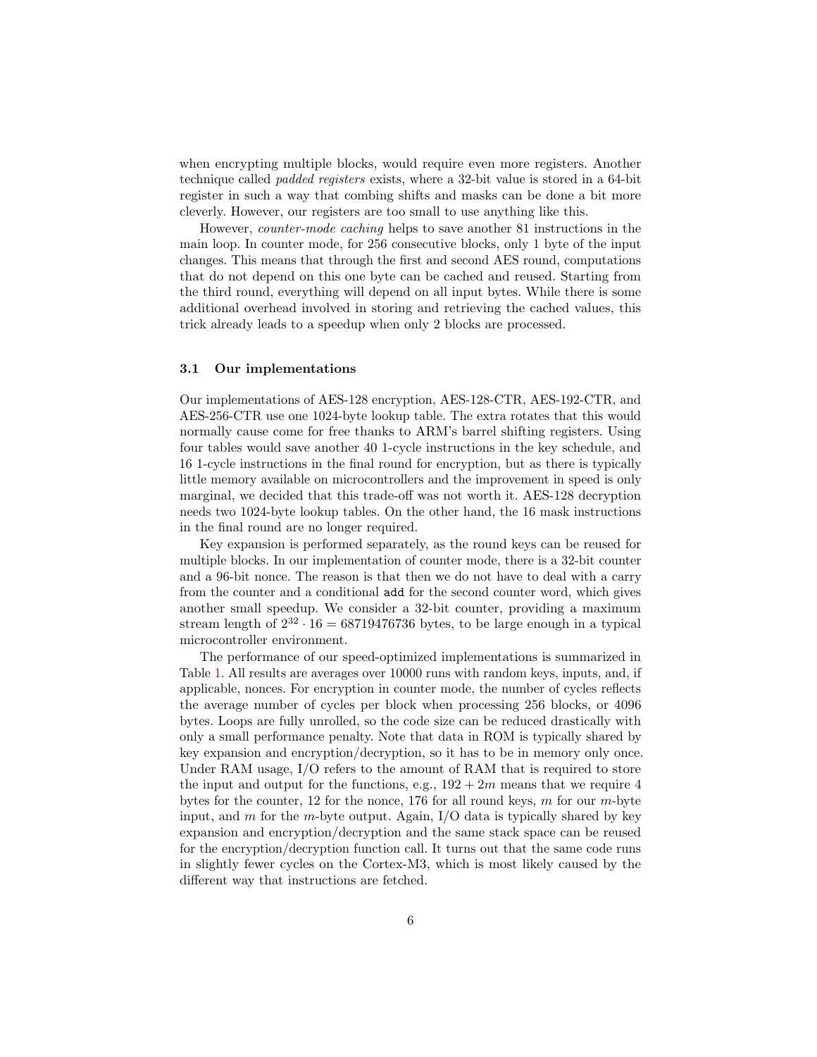when encrypting multiple blocks, would require even more registers. Another technique called *padded registers* exists, where a 32-bit value is stored in a 64-bit register in such a way that combing shifts and masks can be done a bit more cleverly. However, our registers are too small to use anything like this.

However, *counter-mode caching* helps to save another 81 instructions in the main loop. In counter mode, for 256 consecutive blocks, only 1 byte of the input changes. This means that through the first and second AES round, computations that do not depend on this one byte can be cached and reused. Starting from the third round, everything will depend on all input bytes. While there is some additional overhead involved in storing and retrieving the cached values, this trick already leads to a speedup when only 2 blocks are processed.

### 3.1 Our implementations

Our implementations of AES-128 encryption, AES-128-CTR, AES-192-CTR, and AES-256-CTR use one 1024-byte lookup table. The extra rotates that this would normally cause come for free thanks to ARM's barrel shifting registers. Using four tables would save another 40 1-cycle instructions in the key schedule, and 16 1-cycle instructions in the final round for encryption, but as there is typically little memory available on microcontrollers and the improvement in speed is only marginal, we decided that this trade-off was not worth it. AES-128 decryption needs two 1024-byte lookup tables. On the other hand, the 16 mask instructions in the final round are no longer required.

Key expansion is performed separately, as the round keys can be reused for multiple blocks. In our implementation of counter mode, there is a 32-bit counter and a 96-bit nonce. The reason is that then we do not have to deal with a carry from the counter and a conditional `add` for the second counter word, which gives another small speedup. We consider a 32-bit counter, providing a maximum stream length of $2^{32} \cdot 16 = 68719476736$ bytes, to be large enough in a typical microcontroller environment.

The performance of our speed-optimized implementations is summarized in Table 1. All results are averages over 10000 runs with random keys, inputs, and, if applicable, nonces. For encryption in counter mode, the number of cycles reflects the average number of cycles per block when processing 256 blocks, or 4096 bytes. Loops are fully unrolled, so the code size can be reduced drastically with only a small performance penalty. Note that data in ROM is typically shared by key expansion and encryption/decryption, so it has to be in memory only once. Under RAM usage, I/O refers to the amount of RAM that is required to store the input and output for the functions, e.g., $192 + 2m$ means that we require 4 bytes for the counter, 12 for the nonce, 176 for all round keys, $m$ for our $m$-byte input, and $m$ for the $m$-byte output. Again, I/O data is typically shared by key expansion and encryption/decryption and the same stack space can be reused for the encryption/decryption function call. It turns out that the same code runs in slightly fewer cycles on the Cortex-M3, which is most likely caused by the different way that instructions are fetched.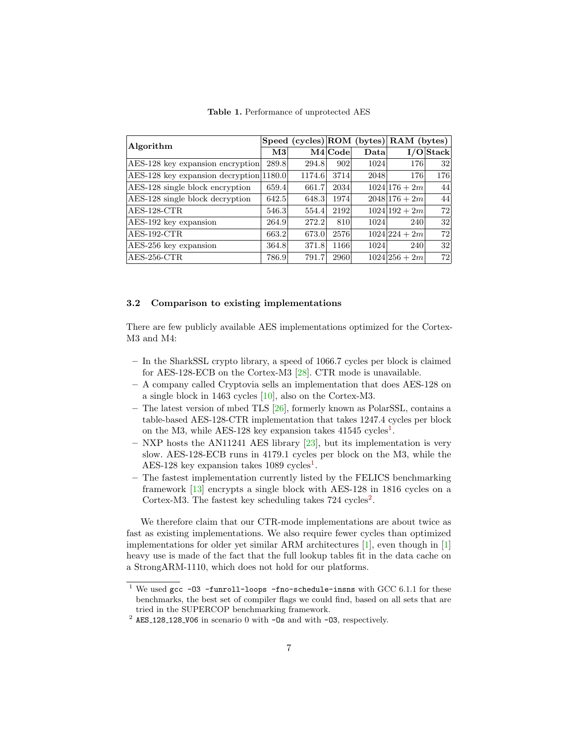**Table 1.** Performance of unprotected AES

| Algorithm | Speed (cycles) | | ROM (bytes) | | RAM (bytes) | |
|---|---|---|---|---|---|---|
| | **M3** | **M4** | **Code** | **Data** | **I/O** | **Stack** |
| AES-128 key expansion encryption | 289.8 | 294.8 | 902 | 1024 | 176 | 32 |
| AES-128 key expansion decryption | 1180.0 | 1174.6 | 3714 | 2048 | 176 | 176 |
| AES-128 single block encryption | 659.4 | 661.7 | 2034 | 1024 | $176 + 2m$ | 44 |
| AES-128 single block decryption | 642.5 | 648.3 | 1974 | 2048 | $176 + 2m$ | 44 |
| AES-128-CTR | 546.3 | 554.4 | 2192 | 1024 | $192 + 2m$ | 72 |
| AES-192 key expansion | 264.9 | 272.2 | 810 | 1024 | 240 | 32 |
| AES-192-CTR | 663.2 | 673.0 | 2576 | 1024 | $224 + 2m$ | 72 |
| AES-256 key expansion | 364.8 | 371.8 | 1166 | 1024 | 240 | 32 |
| AES-256-CTR | 786.9 | 791.7 | 2960 | 1024 | $256 + 2m$ | 72 |

### 3.2 Comparison to existing implementations

There are few publicly available AES implementations optimized for the Cortex-M3 and M4:

- In the SharkSSL crypto library, a speed of 1066.7 cycles per block is claimed for AES-128-ECB on the Cortex-M3 [28]. CTR mode is unavailable.
- A company called Cryptovia sells an implementation that does AES-128 on a single block in 1463 cycles [10], also on the Cortex-M3.
- The latest version of mbed TLS [26], formerly known as PolarSSL, contains a table-based AES-128-CTR implementation that takes 1247.4 cycles per block on the M3, while AES-128 key expansion takes 41545 cycles[1].
- NXP hosts the AN11241 AES library [23], but its implementation is very slow. AES-128-ECB runs in 4179.1 cycles per block on the M3, while the AES-128 key expansion takes 1089 cycles[1].
- The fastest implementation currently listed by the FELICS benchmarking framework [13] encrypts a single block with AES-128 in 1816 cycles on a Cortex-M3. The fastest key scheduling takes 724 cycles[2].

We therefore claim that our CTR-mode implementations are about twice as fast as existing implementations. We also require fewer cycles than optimized implementations for older yet similar ARM architectures [1], even though in [1] heavy use is made of the fact that the full lookup tables fit in the data cache on a StrongARM-1110, which does not hold for our platforms.

[1] We used `gcc -O3 -funroll-loops -fno-schedule-insns` with GCC 6.1.1 for these benchmarks, the best set of compiler flags we could find, based on all sets that are tried in the SUPERCOP benchmarking framework.

[2] `AES_128_128_V06` in scenario 0 with `-Os` and with `-O3`, respectively.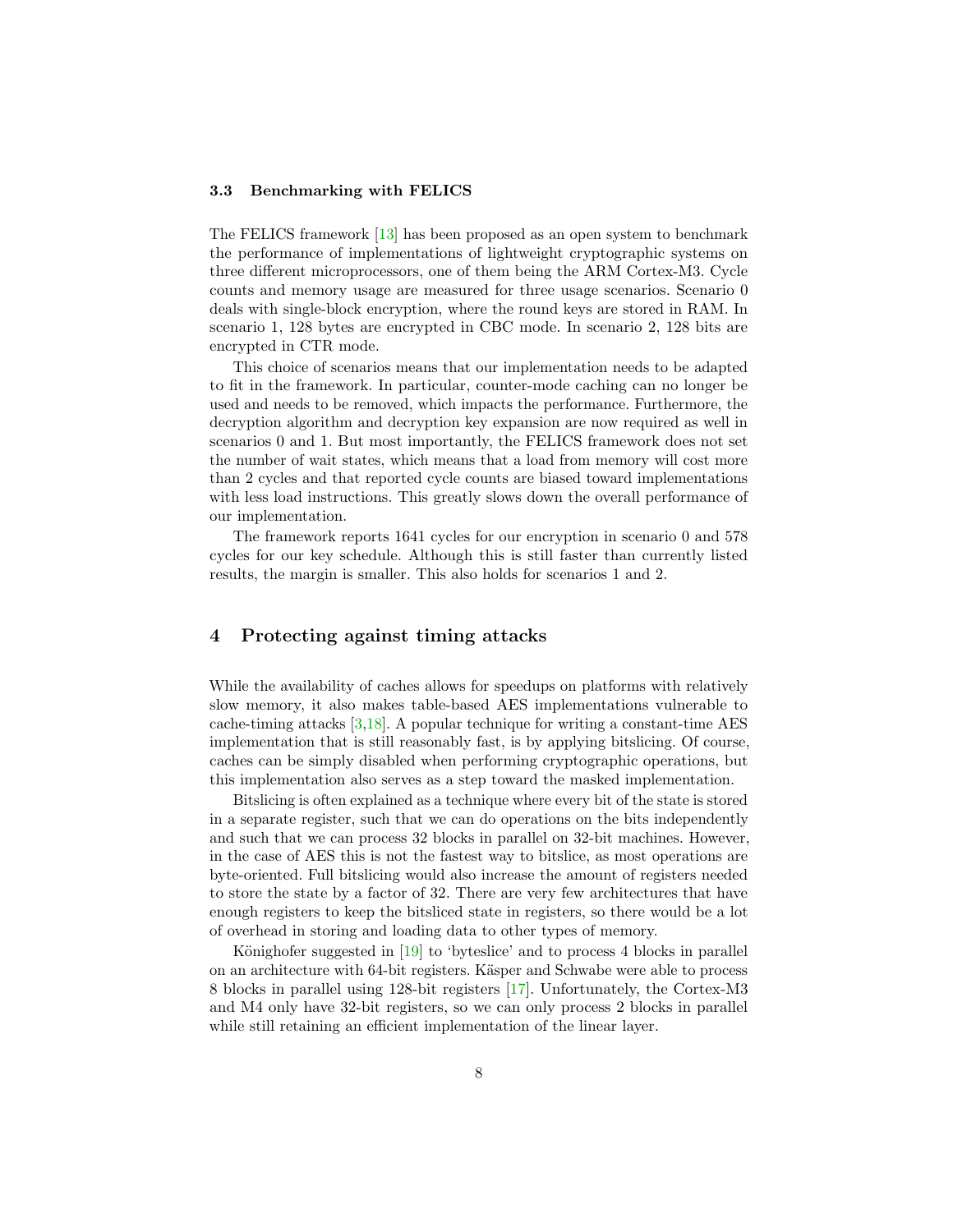### 3.3 Benchmarking with FELICS

The FELICS framework [13] has been proposed as an open system to benchmark the performance of implementations of lightweight cryptographic systems on three different microprocessors, one of them being the ARM Cortex-M3. Cycle counts and memory usage are measured for three usage scenarios. Scenario 0 deals with single-block encryption, where the round keys are stored in RAM. In scenario 1, 128 bytes are encrypted in CBC mode. In scenario 2, 128 bits are encrypted in CTR mode.

This choice of scenarios means that our implementation needs to be adapted to fit in the framework. In particular, counter-mode caching can no longer be used and needs to be removed, which impacts the performance. Furthermore, the decryption algorithm and decryption key expansion are now required as well in scenarios 0 and 1. But most importantly, the FELICS framework does not set the number of wait states, which means that a load from memory will cost more than 2 cycles and that reported cycle counts are biased toward implementations with less load instructions. This greatly slows down the overall performance of our implementation.

The framework reports 1641 cycles for our encryption in scenario 0 and 578 cycles for our key schedule. Although this is still faster than currently listed results, the margin is smaller. This also holds for scenarios 1 and 2.

## 4 Protecting against timing attacks

While the availability of caches allows for speedups on platforms with relatively slow memory, it also makes table-based AES implementations vulnerable to cache-timing attacks [3,18]. A popular technique for writing a constant-time AES implementation that is still reasonably fast, is by applying bitslicing. Of course, caches can be simply disabled when performing cryptographic operations, but this implementation also serves as a step toward the masked implementation.

Bitslicing is often explained as a technique where every bit of the state is stored in a separate register, such that we can do operations on the bits independently and such that we can process 32 blocks in parallel on 32-bit machines. However, in the case of AES this is not the fastest way to bitslice, as most operations are byte-oriented. Full bitslicing would also increase the amount of registers needed to store the state by a factor of 32. There are very few architectures that have enough registers to keep the bitsliced state in registers, so there would be a lot of overhead in storing and loading data to other types of memory.

Könighofer suggested in [19] to 'byteslice' and to process 4 blocks in parallel on an architecture with 64-bit registers. Käsper and Schwabe were able to process 8 blocks in parallel using 128-bit registers [17]. Unfortunately, the Cortex-M3 and M4 only have 32-bit registers, so we can only process 2 blocks in parallel while still retaining an efficient implementation of the linear layer.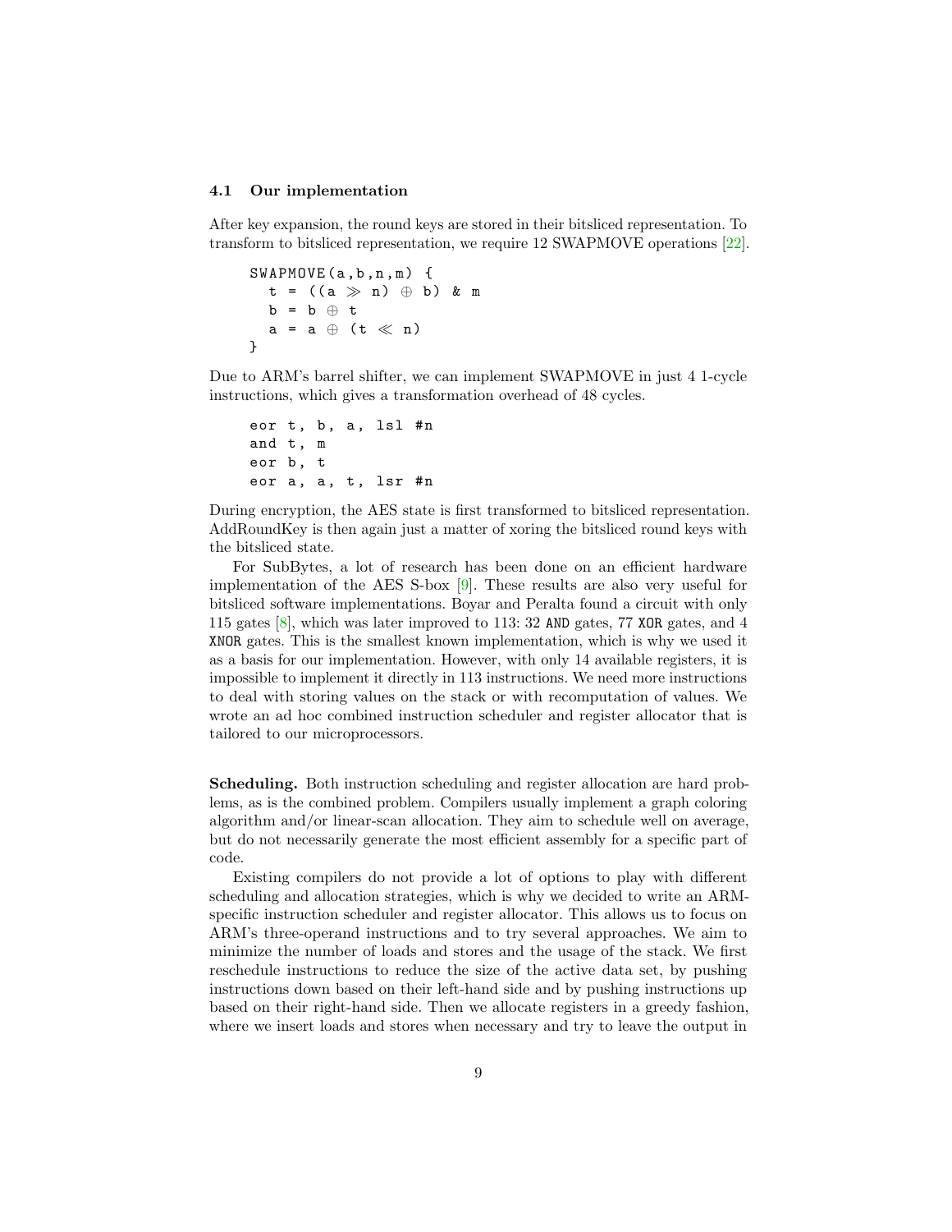### 4.1 Our implementation

After key expansion, the round keys are stored in their bitsliced representation. To transform to bitsliced representation, we require 12 SWAPMOVE operations [22].

```
SWAPMOVE(a,b,n,m) {
  t = ((a ≫ n) ⊕ b) & m
  b = b ⊕ t
  a = a ⊕ (t ≪ n)
}
```

Due to ARM's barrel shifter, we can implement SWAPMOVE in just 4 1-cycle instructions, which gives a transformation overhead of 48 cycles.

```
eor t, b, a, lsl #n
and t, m
eor b, t
eor a, a, t, lsr #n
```

During encryption, the AES state is first transformed to bitsliced representation. AddRoundKey is then again just a matter of xoring the bitsliced round keys with the bitsliced state.

For SubBytes, a lot of research has been done on an efficient hardware implementation of the AES S-box [9]. These results are also very useful for bitsliced software implementations. Boyar and Peralta found a circuit with only 115 gates [8], which was later improved to 113: 32 `AND` gates, 77 `XOR` gates, and 4 `XNOR` gates. This is the smallest known implementation, which is why we used it as a basis for our implementation. However, with only 14 available registers, it is impossible to implement it directly in 113 instructions. We need more instructions to deal with storing values on the stack or with recomputation of values. We wrote an ad hoc combined instruction scheduler and register allocator that is tailored to our microprocessors.

**Scheduling.** Both instruction scheduling and register allocation are hard problems, as is the combined problem. Compilers usually implement a graph coloring algorithm and/or linear-scan allocation. They aim to schedule well on average, but do not necessarily generate the most efficient assembly for a specific part of code.

Existing compilers do not provide a lot of options to play with different scheduling and allocation strategies, which is why we decided to write an ARM-specific instruction scheduler and register allocator. This allows us to focus on ARM's three-operand instructions and to try several approaches. We aim to minimize the number of loads and stores and the usage of the stack. We first reschedule instructions to reduce the size of the active data set, by pushing instructions down based on their left-hand side and by pushing instructions up based on their right-hand side. Then we allocate registers in a greedy fashion, where we insert loads and stores when necessary and try to leave the output in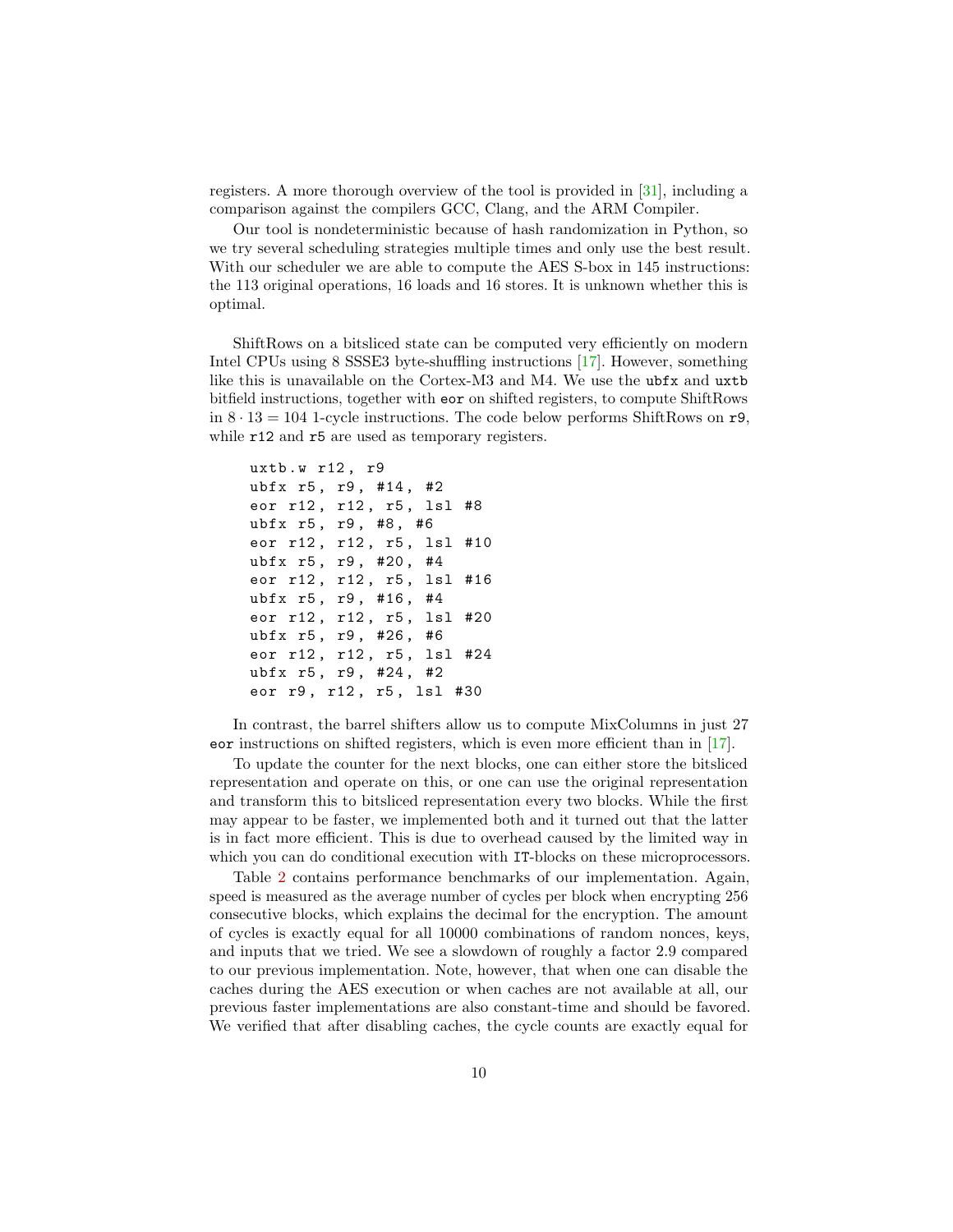registers. A more thorough overview of the tool is provided in [31], including a comparison against the compilers GCC, Clang, and the ARM Compiler.

Our tool is nondeterministic because of hash randomization in Python, so we try several scheduling strategies multiple times and only use the best result. With our scheduler we are able to compute the AES S-box in 145 instructions: the 113 original operations, 16 loads and 16 stores. It is unknown whether this is optimal.

ShiftRows on a bitsliced state can be computed very efficiently on modern Intel CPUs using 8 SSSE3 byte-shuffling instructions [17]. However, something like this is unavailable on the Cortex-M3 and M4. We use the `ubfx` and `uxtb` bitfield instructions, together with `eor` on shifted registers, to compute ShiftRows in $8 \cdot 13 = 104$ 1-cycle instructions. The code below performs ShiftRows on `r9`, while `r12` and `r5` are used as temporary registers.

```
uxtb.w r12, r9
ubfx r5, r9, #14, #2
eor r12, r12, r5, lsl #8
ubfx r5, r9, #8, #6
eor r12, r12, r5, lsl #10
ubfx r5, r9, #20, #4
eor r12, r12, r5, lsl #16
ubfx r5, r9, #16, #4
eor r12, r12, r5, lsl #20
ubfx r5, r9, #26, #6
eor r12, r12, r5, lsl #24
ubfx r5, r9, #24, #2
eor r9, r12, r5, lsl #30
```

In contrast, the barrel shifters allow us to compute MixColumns in just 27 `eor` instructions on shifted registers, which is even more efficient than in [17].

To update the counter for the next blocks, one can either store the bitsliced representation and operate on this, or one can use the original representation and transform this to bitsliced representation every two blocks. While the first may appear to be faster, we implemented both and it turned out that the latter is in fact more efficient. This is due to overhead caused by the limited way in which you can do conditional execution with `IT`-blocks on these microprocessors.

Table 2 contains performance benchmarks of our implementation. Again, speed is measured as the average number of cycles per block when encrypting 256 consecutive blocks, which explains the decimal for the encryption. The amount of cycles is exactly equal for all 10000 combinations of random nonces, keys, and inputs that we tried. We see a slowdown of roughly a factor 2.9 compared to our previous implementation. Note, however, that when one can disable the caches during the AES execution or when caches are not available at all, our previous faster implementations are also constant-time and should be favored. We verified that after disabling caches, the cycle counts are exactly equal for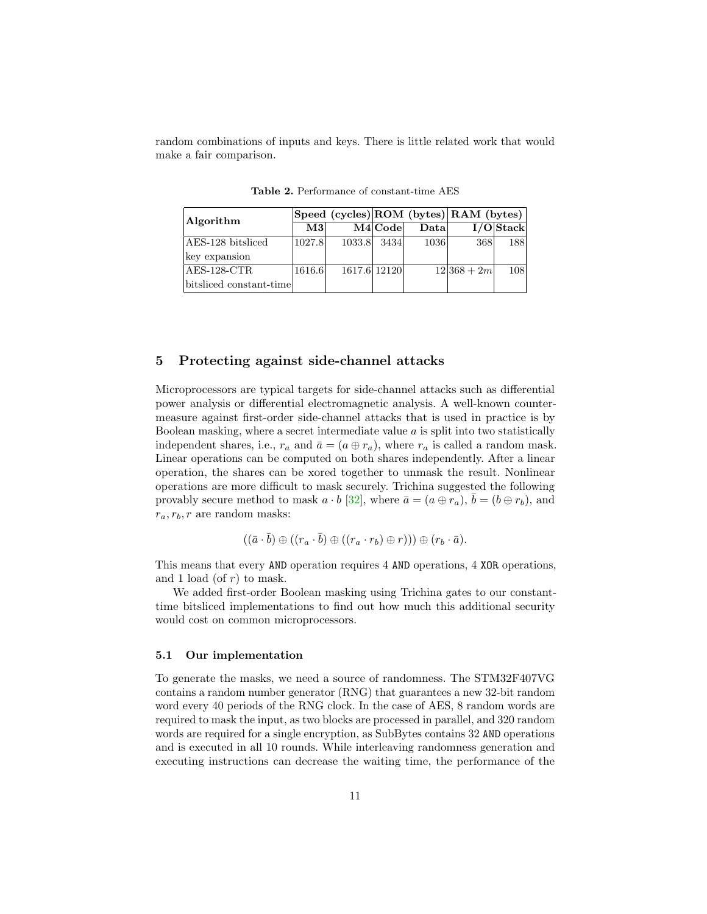random combinations of inputs and keys. There is little related work that would make a fair comparison.

**Table 2.** Performance of constant-time AES

| Algorithm | Speed (cycles) | | ROM (bytes) | | RAM (bytes) | |
|---|---|---|---|---|---|---|
| | **M3** | **M4** | **Code** | **Data** | **I/O** | **Stack** |
| AES-128 bitsliced key expansion | 1027.8 | 1033.8 | 3434 | 1036 | 368 | 188 |
| AES-128-CTR bitsliced constant-time | 1616.6 | 1617.6 | 12120 | 12 | $368 + 2m$ | 108 |

## 5 Protecting against side-channel attacks

Microprocessors are typical targets for side-channel attacks such as differential power analysis or differential electromagnetic analysis. A well-known countermeasure against first-order side-channel attacks that is used in practice is by Boolean masking, where a secret intermediate value $a$ is split into two statistically independent shares, i.e., $r_a$ and $\bar{a} = (a \oplus r_a)$, where $r_a$ is called a random mask. Linear operations can be computed on both shares independently. After a linear operation, the shares can be xored together to unmask the result. Nonlinear operations are more difficult to mask securely. Trichina suggested the following provably secure method to mask $a \cdot b$ [32], where $\bar{a} = (a \oplus r_a)$, $\bar{b} = (b \oplus r_b)$, and $r_a, r_b, r$ are random masks:

$$((\bar{a} \cdot \bar{b}) \oplus ((r_a \cdot \bar{b}) \oplus ((r_a \cdot r_b) \oplus r))) \oplus (r_b \cdot \bar{a}).$$

This means that every `AND` operation requires 4 `AND` operations, 4 `XOR` operations, and 1 load (of $r$) to mask.

We added first-order Boolean masking using Trichina gates to our constant-time bitsliced implementations to find out how much this additional security would cost on common microprocessors.

### 5.1 Our implementation

To generate the masks, we need a source of randomness. The STM32F407VG contains a random number generator (RNG) that guarantees a new 32-bit random word every 40 periods of the RNG clock. In the case of AES, 8 random words are required to mask the input, as two blocks are processed in parallel, and 320 random words are required for a single encryption, as SubBytes contains 32 `AND` operations and is executed in all 10 rounds. While interleaving randomness generation and executing instructions can decrease the waiting time, the performance of the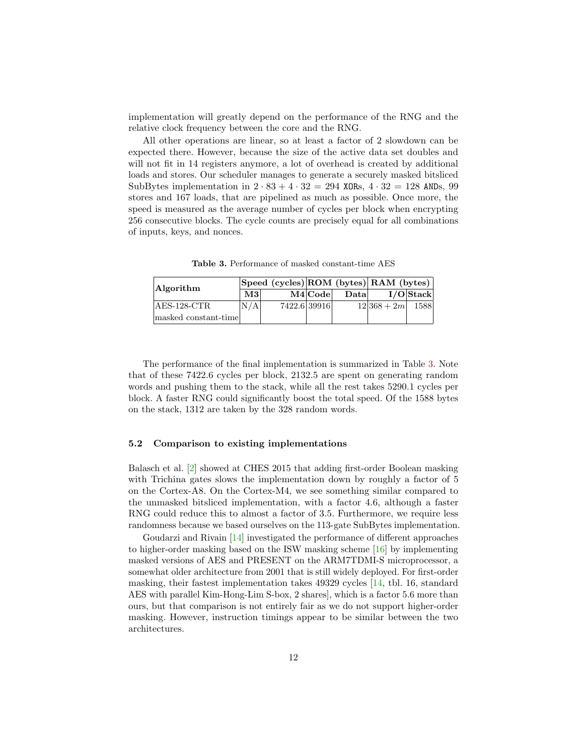implementation will greatly depend on the performance of the RNG and the relative clock frequency between the core and the RNG.

All other operations are linear, so at least a factor of 2 slowdown can be expected there. However, because the size of the active data set doubles and will not fit in 14 registers anymore, a lot of overhead is created by additional loads and stores. Our scheduler manages to generate a securely masked bitsliced SubBytes implementation in $2 \cdot 83 + 4 \cdot 32 = 294$ `XOR`s, $4 \cdot 32 = 128$ `AND`s, 99 stores and 167 loads, that are pipelined as much as possible. Once more, the speed is measured as the average number of cycles per block when encrypting 256 consecutive blocks. The cycle counts are precisely equal for all combinations of inputs, keys, and nonces.

**Table 3.** Performance of masked constant-time AES

| **Algorithm** | **Speed (cycles)** | | **ROM (bytes)** | | **RAM (bytes)** | |
|---|---|---|---|---|---|---|
| | **M3** | **M4** | **Code** | **Data** | **I/O** | **Stack** |
| AES-128-CTR masked constant-time | N/A | 7422.6 | 39916 | 12 | $368 + 2m$ | 1588 |

The performance of the final implementation is summarized in Table 3. Note that of these 7422.6 cycles per block, 2132.5 are spent on generating random words and pushing them to the stack, while all the rest takes 5290.1 cycles per block. A faster RNG could significantly boost the total speed. Of the 1588 bytes on the stack, 1312 are taken by the 328 random words.

### 5.2 Comparison to existing implementations

Balasch et al. [2] showed at CHES 2015 that adding first-order Boolean masking with Trichina gates slows the implementation down by roughly a factor of 5 on the Cortex-A8. On the Cortex-M4, we see something similar compared to the unmasked bitsliced implementation, with a factor 4.6, although a faster RNG could reduce this to almost a factor of 3.5. Furthermore, we require less randomness because we based ourselves on the 113-gate SubBytes implementation.

Goudarzi and Rivain [14] investigated the performance of different approaches to higher-order masking based on the ISW masking scheme [16] by implementing masked versions of AES and PRESENT on the ARM7TDMI-S microprocessor, a somewhat older architecture from 2001 that is still widely deployed. For first-order masking, their fastest implementation takes 49329 cycles [14, tbl. 16, standard AES with parallel Kim-Hong-Lim S-box, 2 shares], which is a factor 5.6 more than ours, but that comparison is not entirely fair as we do not support higher-order masking. However, instruction timings appear to be similar between the two architectures.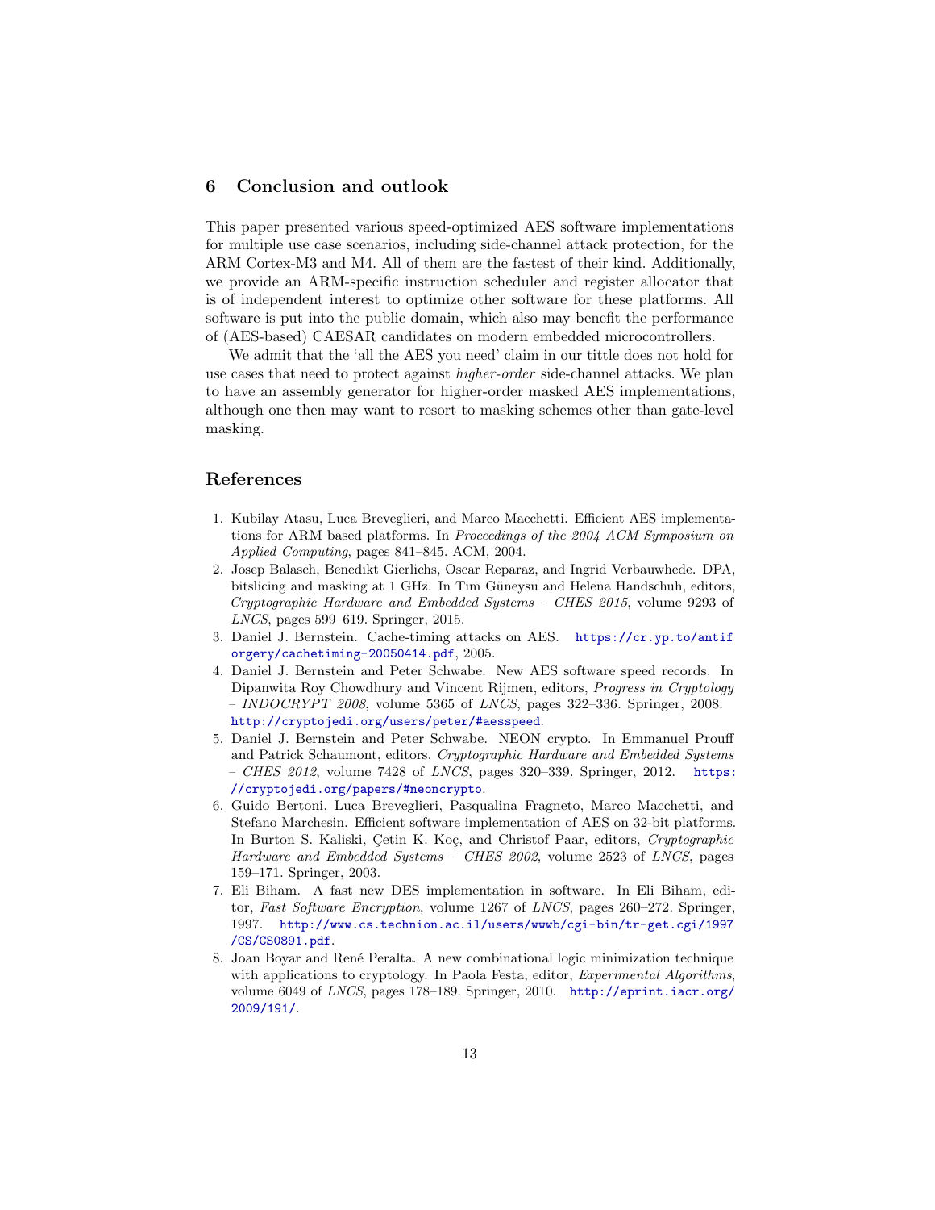## 6 Conclusion and outlook

This paper presented various speed-optimized AES software implementations for multiple use case scenarios, including side-channel attack protection, for the ARM Cortex-M3 and M4. All of them are the fastest of their kind. Additionally, we provide an ARM-specific instruction scheduler and register allocator that is of independent interest to optimize other software for these platforms. All software is put into the public domain, which also may benefit the performance of (AES-based) CAESAR candidates on modern embedded microcontrollers.

We admit that the 'all the AES you need' claim in our tittle does not hold for use cases that need to protect against *higher-order* side-channel attacks. We plan to have an assembly generator for higher-order masked AES implementations, although one then may want to resort to masking schemes other than gate-level masking.

## References

1. Kubilay Atasu, Luca Breveglieri, and Marco Macchetti. Efficient AES implementations for ARM based platforms. In *Proceedings of the 2004 ACM Symposium on Applied Computing*, pages 841–845. ACM, 2004.
2. Josep Balasch, Benedikt Gierlichs, Oscar Reparaz, and Ingrid Verbauwhede. DPA, bitslicing and masking at 1 GHz. In Tim Güneysu and Helena Handschuh, editors, *Cryptographic Hardware and Embedded Systems – CHES 2015*, volume 9293 of *LNCS*, pages 599–619. Springer, 2015.
3. Daniel J. Bernstein. Cache-timing attacks on AES. https://cr.yp.to/antiforgery/cachetiming-20050414.pdf, 2005.
4. Daniel J. Bernstein and Peter Schwabe. New AES software speed records. In Dipanwita Roy Chowdhury and Vincent Rijmen, editors, *Progress in Cryptology – INDOCRYPT 2008*, volume 5365 of *LNCS*, pages 322–336. Springer, 2008. http://cryptojedi.org/users/peter/#aesspeed.
5. Daniel J. Bernstein and Peter Schwabe. NEON crypto. In Emmanuel Prouff and Patrick Schaumont, editors, *Cryptographic Hardware and Embedded Systems – CHES 2012*, volume 7428 of *LNCS*, pages 320–339. Springer, 2012. https://cryptojedi.org/papers/#neoncrypto.
6. Guido Bertoni, Luca Breveglieri, Pasqualina Fragneto, Marco Macchetti, and Stefano Marchesin. Efficient software implementation of AES on 32-bit platforms. In Burton S. Kaliski, Çetin K. Koç, and Christof Paar, editors, *Cryptographic Hardware and Embedded Systems – CHES 2002*, volume 2523 of *LNCS*, pages 159–171. Springer, 2003.
7. Eli Biham. A fast new DES implementation in software. In Eli Biham, editor, *Fast Software Encryption*, volume 1267 of *LNCS*, pages 260–272. Springer, 1997. http://www.cs.technion.ac.il/users/wwwb/cgi-bin/tr-get.cgi/1997/CS/CS0891.pdf.
8. Joan Boyar and René Peralta. A new combinational logic minimization technique with applications to cryptology. In Paola Festa, editor, *Experimental Algorithms*, volume 6049 of *LNCS*, pages 178–189. Springer, 2010. http://eprint.iacr.org/2009/191/.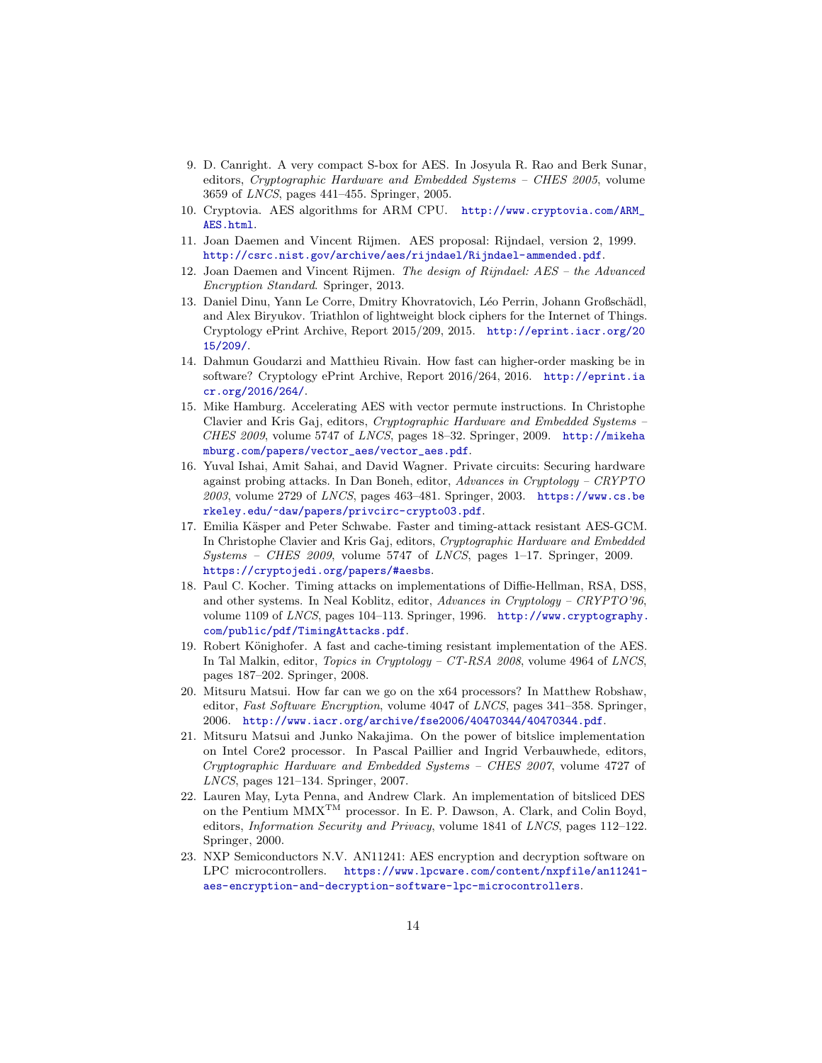9. D. Canright. A very compact S-box for AES. In Josyula R. Rao and Berk Sunar, editors, *Cryptographic Hardware and Embedded Systems – CHES 2005*, volume 3659 of *LNCS*, pages 441–455. Springer, 2005.
10. Cryptovia. AES algorithms for ARM CPU. http://www.cryptovia.com/ARM_AES.html.
11. Joan Daemen and Vincent Rijmen. AES proposal: Rijndael, version 2, 1999. http://csrc.nist.gov/archive/aes/rijndael/Rijndael-ammended.pdf.
12. Joan Daemen and Vincent Rijmen. *The design of Rijndael: AES – the Advanced Encryption Standard*. Springer, 2013.
13. Daniel Dinu, Yann Le Corre, Dmitry Khovratovich, Léo Perrin, Johann Großschädl, and Alex Biryukov. Triathlon of lightweight block ciphers for the Internet of Things. Cryptology ePrint Archive, Report 2015/209, 2015. http://eprint.iacr.org/2015/209/.
14. Dahmun Goudarzi and Matthieu Rivain. How fast can higher-order masking be in software? Cryptology ePrint Archive, Report 2016/264, 2016. http://eprint.iacr.org/2016/264/.
15. Mike Hamburg. Accelerating AES with vector permute instructions. In Christophe Clavier and Kris Gaj, editors, *Cryptographic Hardware and Embedded Systems – CHES 2009*, volume 5747 of *LNCS*, pages 18–32. Springer, 2009. http://mikehamburg.com/papers/vector_aes/vector_aes.pdf.
16. Yuval Ishai, Amit Sahai, and David Wagner. Private circuits: Securing hardware against probing attacks. In Dan Boneh, editor, *Advances in Cryptology – CRYPTO 2003*, volume 2729 of *LNCS*, pages 463–481. Springer, 2003. https://www.cs.berkeley.edu/~daw/papers/privcirc-crypto03.pdf.
17. Emilia Käsper and Peter Schwabe. Faster and timing-attack resistant AES-GCM. In Christophe Clavier and Kris Gaj, editors, *Cryptographic Hardware and Embedded Systems – CHES 2009*, volume 5747 of *LNCS*, pages 1–17. Springer, 2009. https://cryptojedi.org/papers/#aesbs.
18. Paul C. Kocher. Timing attacks on implementations of Diffie-Hellman, RSA, DSS, and other systems. In Neal Koblitz, editor, *Advances in Cryptology – CRYPTO'96*, volume 1109 of *LNCS*, pages 104–113. Springer, 1996. http://www.cryptography.com/public/pdf/TimingAttacks.pdf.
19. Robert Könighofer. A fast and cache-timing resistant implementation of the AES. In Tal Malkin, editor, *Topics in Cryptology – CT-RSA 2008*, volume 4964 of *LNCS*, pages 187–202. Springer, 2008.
20. Mitsuru Matsui. How far can we go on the x64 processors? In Matthew Robshaw, editor, *Fast Software Encryption*, volume 4047 of *LNCS*, pages 341–358. Springer, 2006. http://www.iacr.org/archive/fse2006/40470344/40470344.pdf.
21. Mitsuru Matsui and Junko Nakajima. On the power of bitslice implementation on Intel Core2 processor. In Pascal Paillier and Ingrid Verbauwhede, editors, *Cryptographic Hardware and Embedded Systems – CHES 2007*, volume 4727 of *LNCS*, pages 121–134. Springer, 2007.
22. Lauren May, Lyta Penna, and Andrew Clark. An implementation of bitsliced DES on the Pentium MMX™ processor. In E. P. Dawson, A. Clark, and Colin Boyd, editors, *Information Security and Privacy*, volume 1841 of *LNCS*, pages 112–122. Springer, 2000.
23. NXP Semiconductors N.V. AN11241: AES encryption and decryption software on LPC microcontrollers. https://www.lpcware.com/content/nxpfile/an11241-aes-encryption-and-decryption-software-lpc-microcontrollers.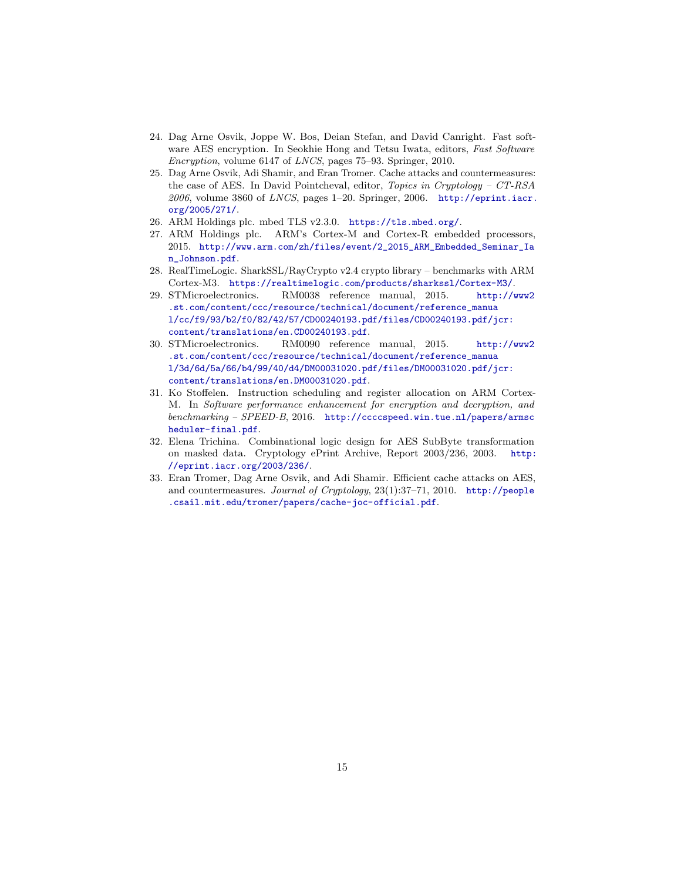24. Dag Arne Osvik, Joppe W. Bos, Deian Stefan, and David Canright. Fast software AES encryption. In Seokhie Hong and Tetsu Iwata, editors, *Fast Software Encryption*, volume 6147 of *LNCS*, pages 75–93. Springer, 2010.
25. Dag Arne Osvik, Adi Shamir, and Eran Tromer. Cache attacks and countermeasures: the case of AES. In David Pointcheval, editor, *Topics in Cryptology – CT-RSA 2006*, volume 3860 of *LNCS*, pages 1–20. Springer, 2006. http://eprint.iacr.org/2005/271/.
26. ARM Holdings plc. mbed TLS v2.3.0. https://tls.mbed.org/.
27. ARM Holdings plc. ARM's Cortex-M and Cortex-R embedded processors, 2015. http://www.arm.com/zh/files/event/2_2015_ARM_Embedded_Seminar_Ian_Johnson.pdf.
28. RealTimeLogic. SharkSSL/RayCrypto v2.4 crypto library – benchmarks with ARM Cortex-M3. https://realtimelogic.com/products/sharkssl/Cortex-M3/.
29. STMicroelectronics. RM0038 reference manual, 2015. http://www2.st.com/content/ccc/resource/technical/document/reference_manual/cc/f9/93/b2/f0/82/42/57/CD00240193.pdf/files/CD00240193.pdf/jcr:content/translations/en.CD00240193.pdf.
30. STMicroelectronics. RM0090 reference manual, 2015. http://www2.st.com/content/ccc/resource/technical/document/reference_manual/3d/6d/5a/66/b4/99/40/d4/DM00031020.pdf/files/DM00031020.pdf/jcr:content/translations/en.DM00031020.pdf.
31. Ko Stoffelen. Instruction scheduling and register allocation on ARM Cortex-M. In *Software performance enhancement for encryption and decryption, and benchmarking – SPEED-B*, 2016. http://ccccspeed.win.tue.nl/papers/armscheduler-final.pdf.
32. Elena Trichina. Combinational logic design for AES SubByte transformation on masked data. Cryptology ePrint Archive, Report 2003/236, 2003. http://eprint.iacr.org/2003/236/.
33. Eran Tromer, Dag Arne Osvik, and Adi Shamir. Efficient cache attacks on AES, and countermeasures. *Journal of Cryptology*, 23(1):37–71, 2010. http://people.csail.mit.edu/tromer/papers/cache-joc-official.pdf.